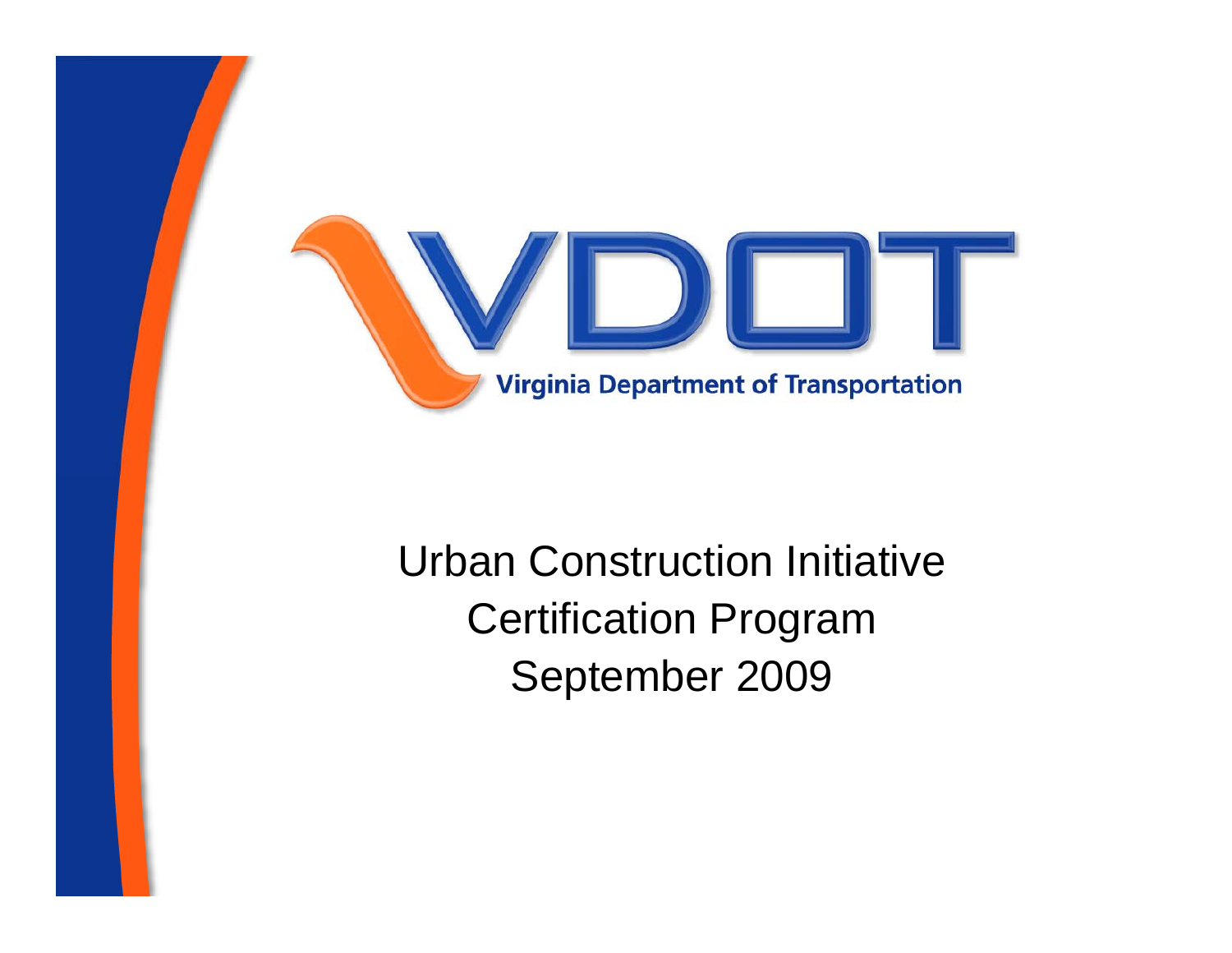VDOT

Virginia Department of Transportation

# Urban Construction Initiative Certification Program

September 2009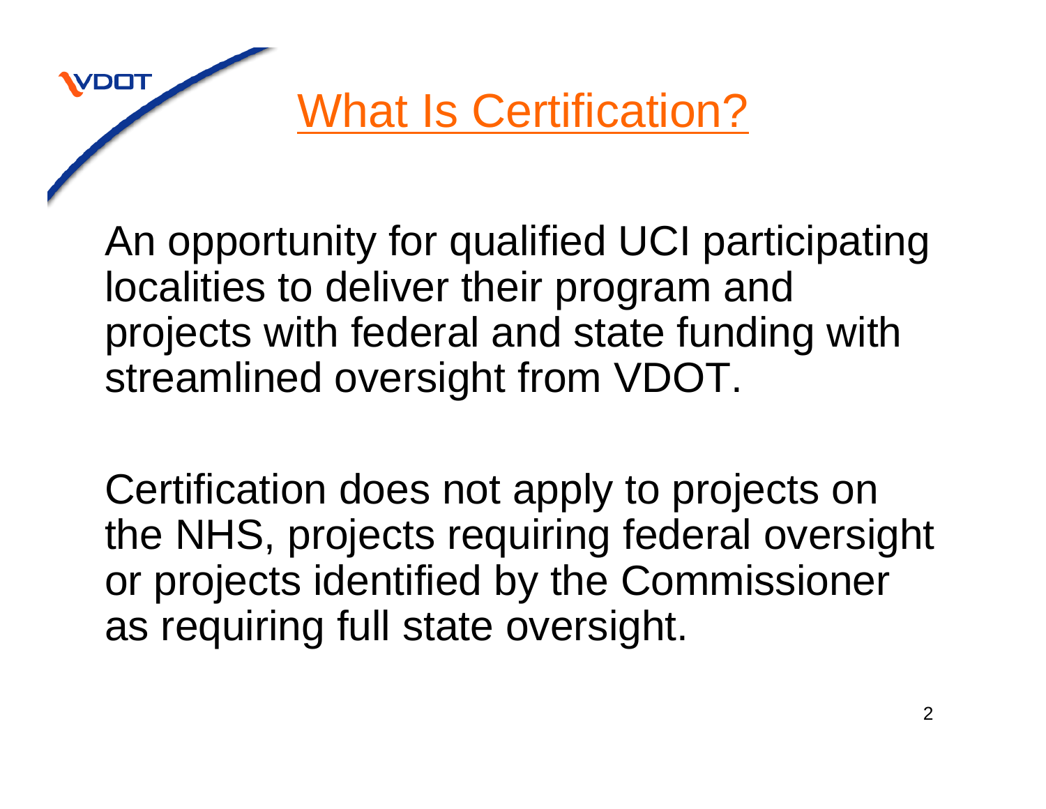# What Is Certification?

An opportunity for qualified UCI participating localities to deliver their program and projects with federal and state funding with streamlined oversight from VDOT.

Certification does not apply to projects on the NHS, projects requiring federal oversight or projects identified by the Commissioner as requiring full state oversight.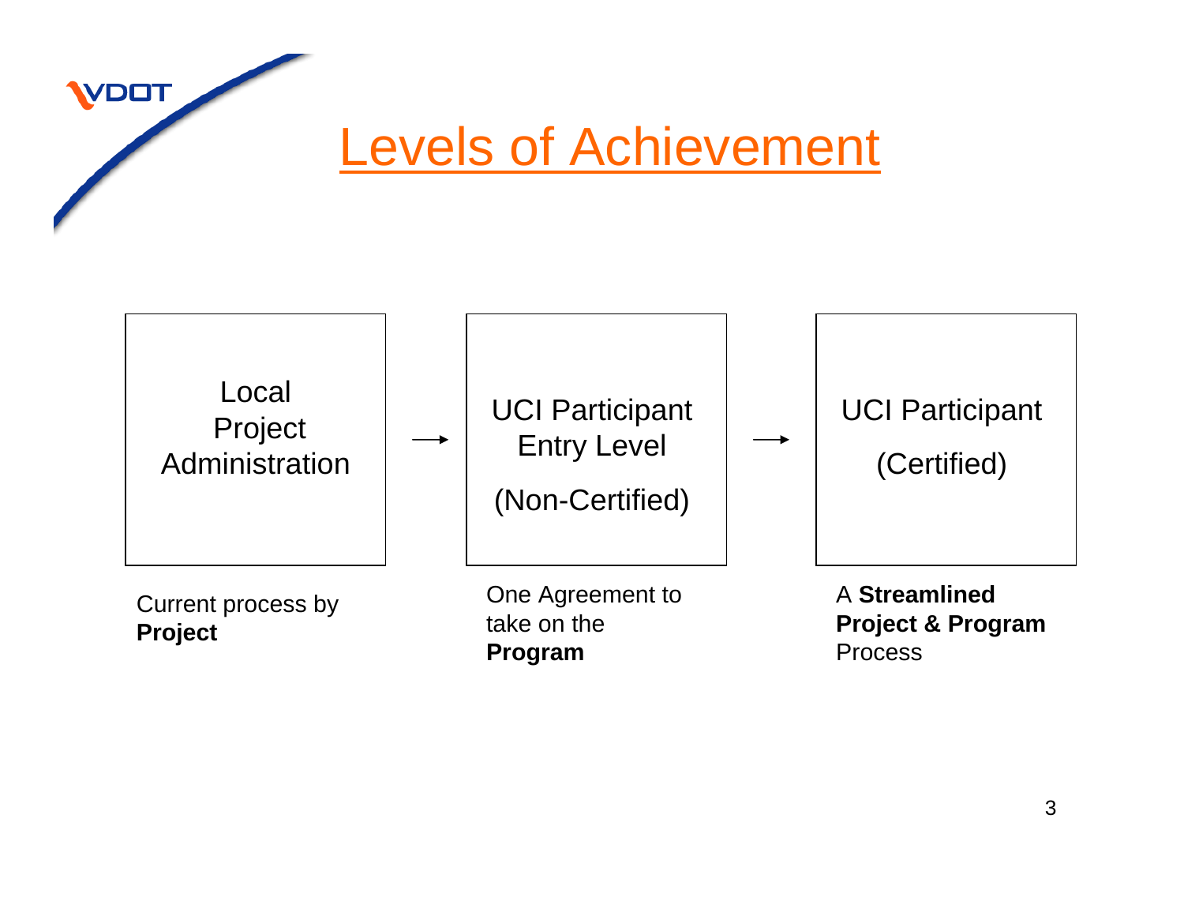# Levels of Achievement

| Local Project Administration | → | UCI Participant Entry Level (Non-Certified) | → | UCI Participant (Certified) |
|---|---|---|---|---|
| Current process by **Project** | | One Agreement to take on the **Program** | | A **Streamlined Project & Program** Process |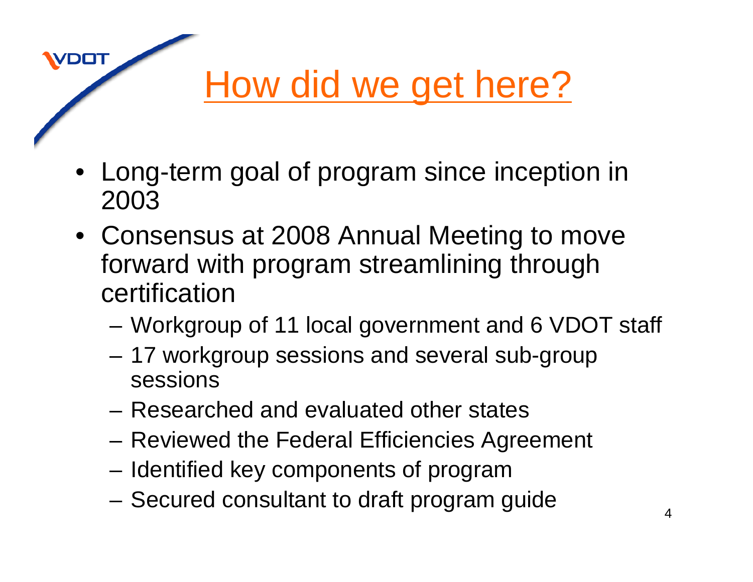# How did we get here?

- Long-term goal of program since inception in 2003
- Consensus at 2008 Annual Meeting to move forward with program streamlining through certification
  - Workgroup of 11 local government and 6 VDOT staff
  - 17 workgroup sessions and several sub-group sessions
  - Researched and evaluated other states
  - Reviewed the Federal Efficiencies Agreement
  - Identified key components of program
  - Secured consultant to draft program guide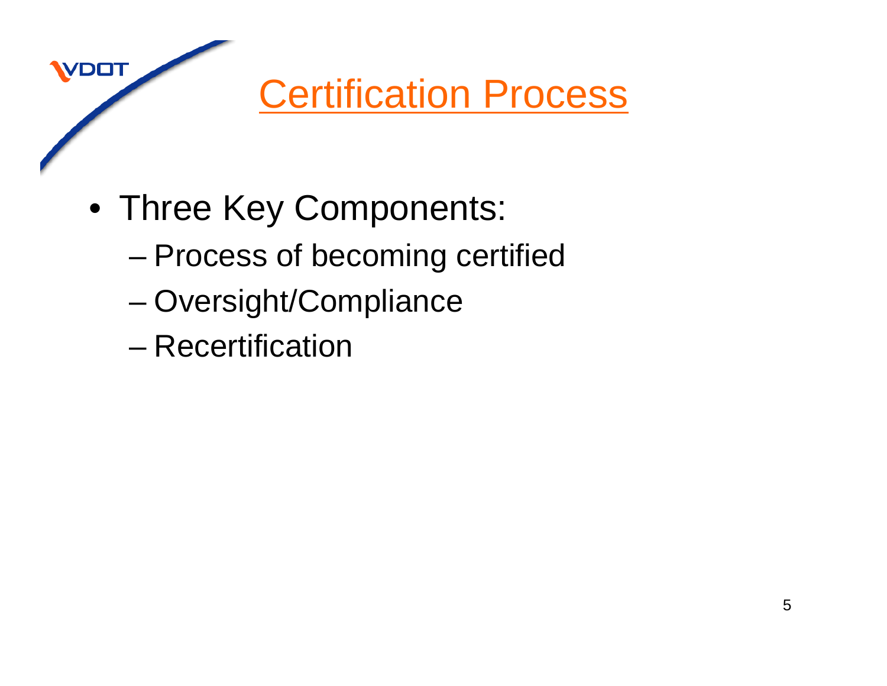# Certification Process

- Three Key Components:
  - Process of becoming certified
  - Oversight/Compliance
  - Recertification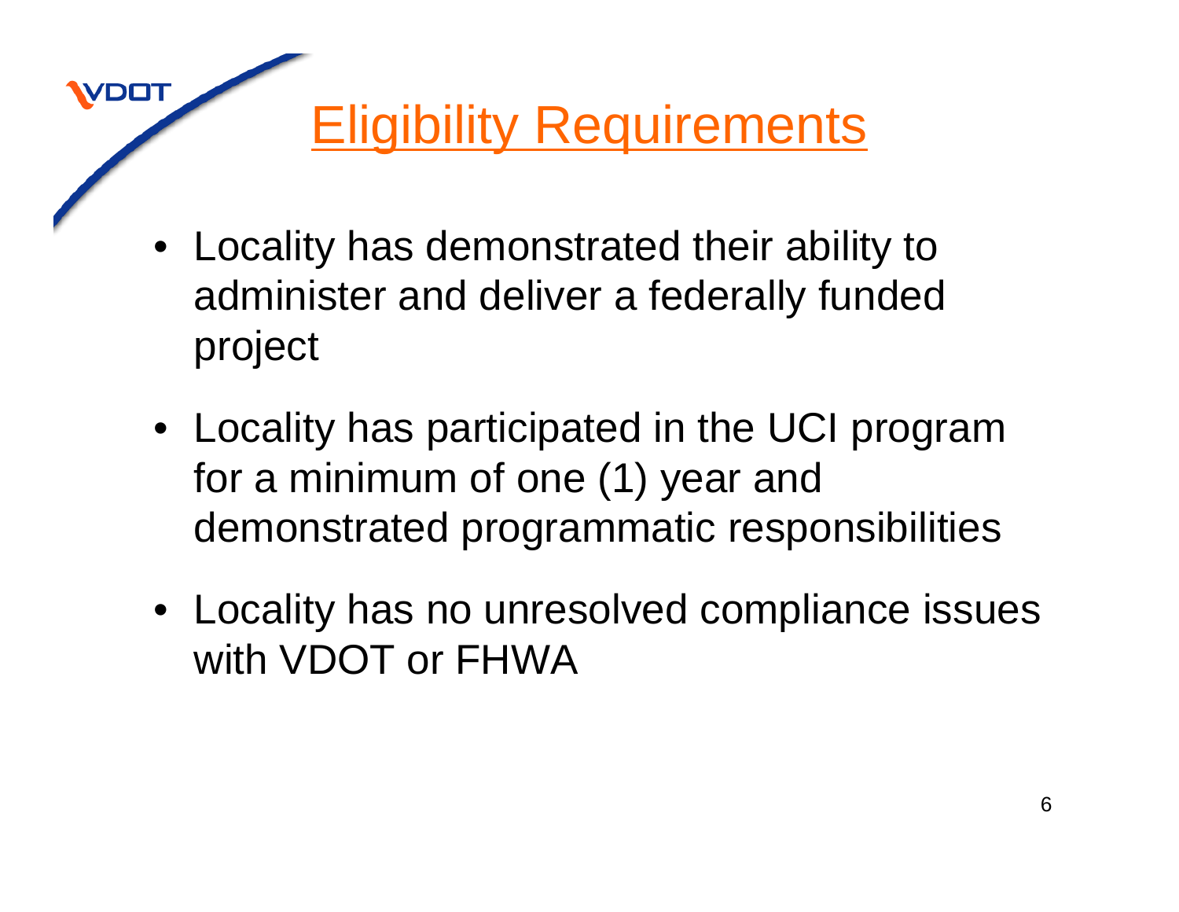# Eligibility Requirements

- Locality has demonstrated their ability to administer and deliver a federally funded project
- Locality has participated in the UCI program for a minimum of one (1) year and demonstrated programmatic responsibilities
- Locality has no unresolved compliance issues with VDOT or FHWA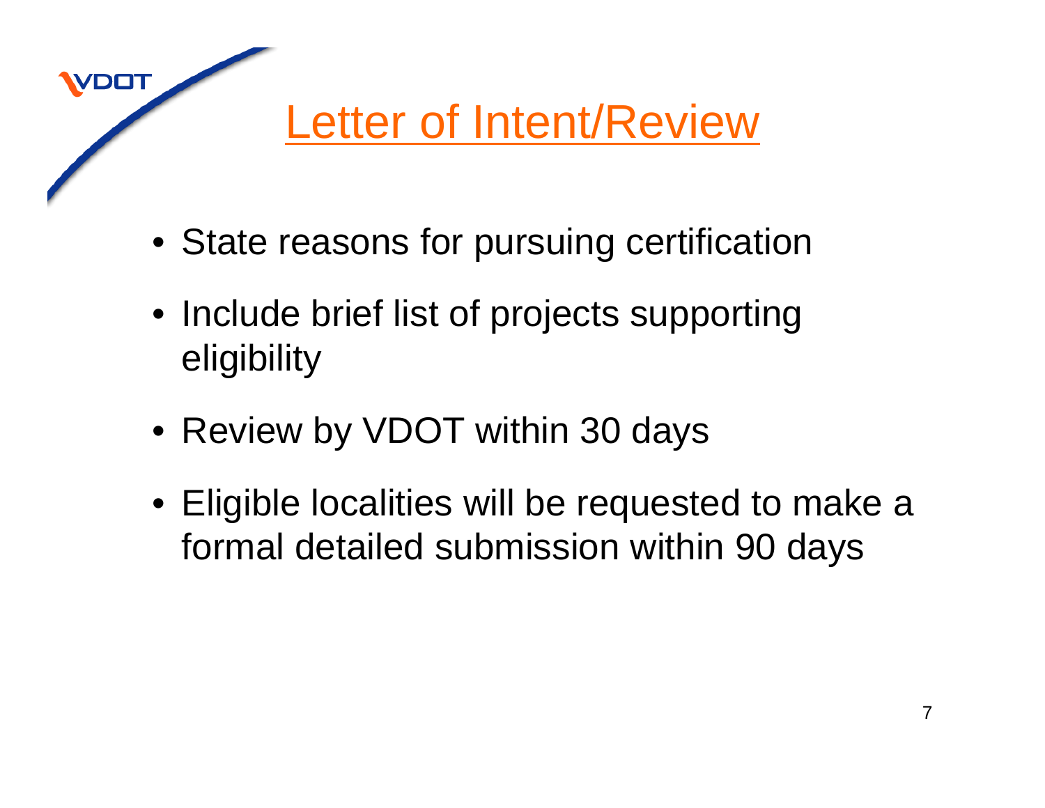# Letter of Intent/Review

- State reasons for pursuing certification
- Include brief list of projects supporting eligibility
- Review by VDOT within 30 days
- Eligible localities will be requested to make a formal detailed submission within 90 days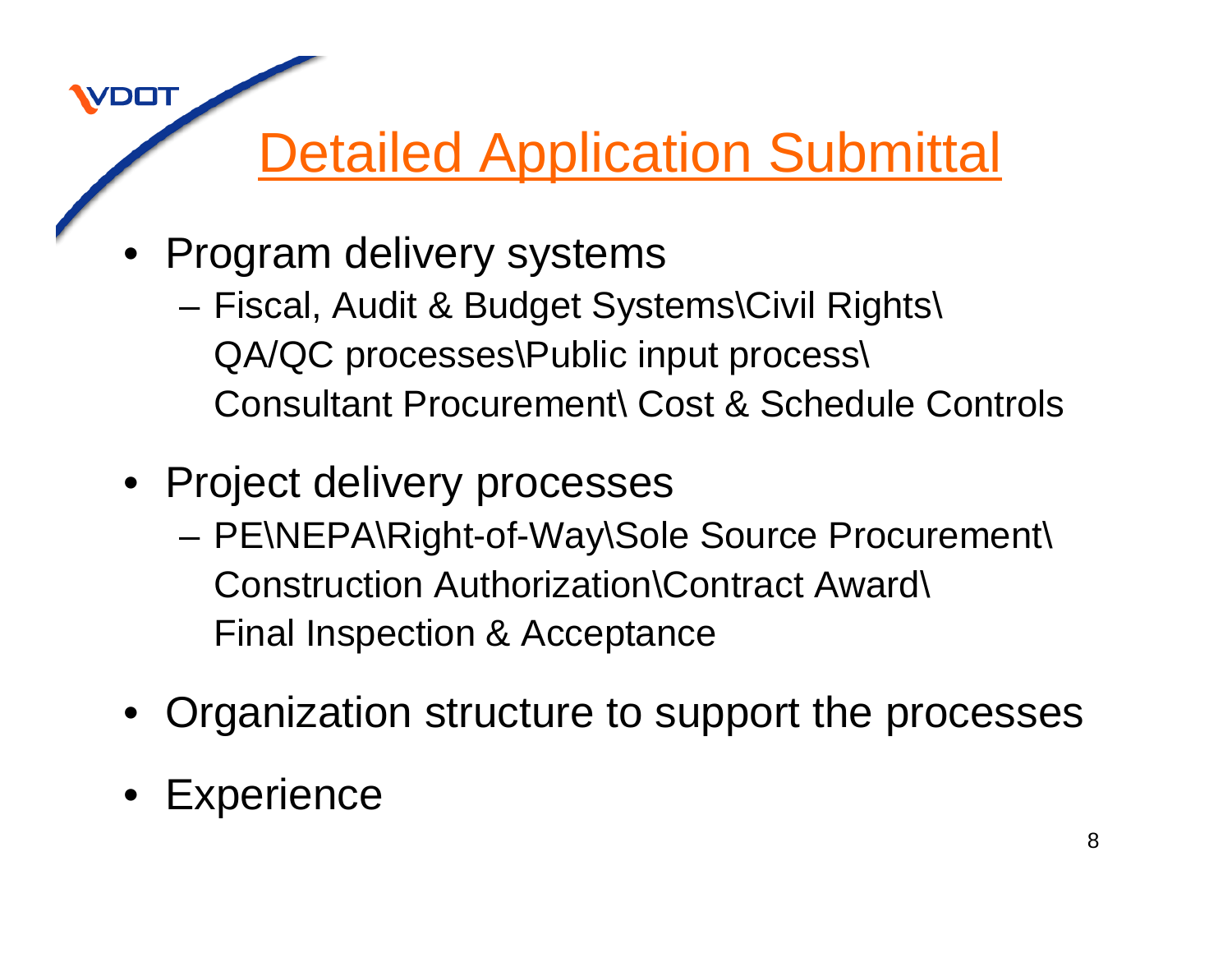# Detailed Application Submittal

- Program delivery systems
  - Fiscal, Audit & Budget Systems\Civil Rights\ QA/QC processes\Public input process\ Consultant Procurement\ Cost & Schedule Controls
- Project delivery processes
  - PE\NEPA\Right-of-Way\Sole Source Procurement\ Construction Authorization\Contract Award\ Final Inspection & Acceptance
- Organization structure to support the processes
- Experience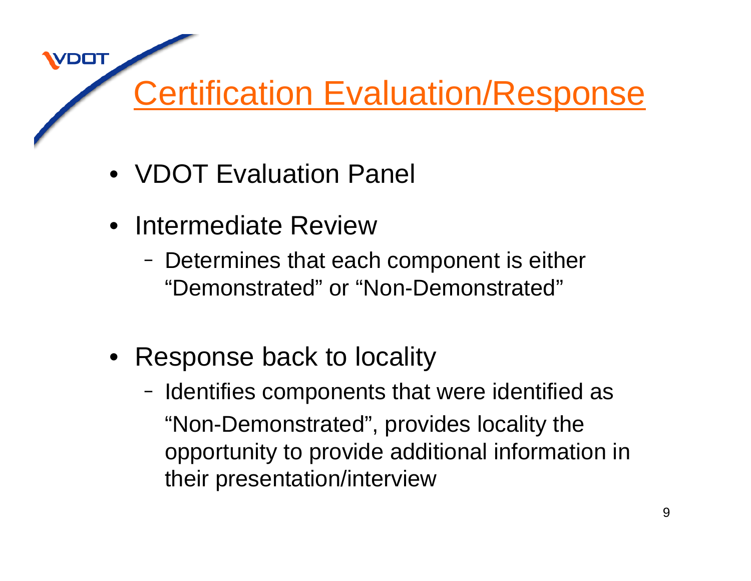# Certification Evaluation/Response

- VDOT Evaluation Panel
- Intermediate Review
  - Determines that each component is either "Demonstrated" or "Non-Demonstrated"
- Response back to locality
  - Identifies components that were identified as "Non-Demonstrated", provides locality the opportunity to provide additional information in their presentation/interview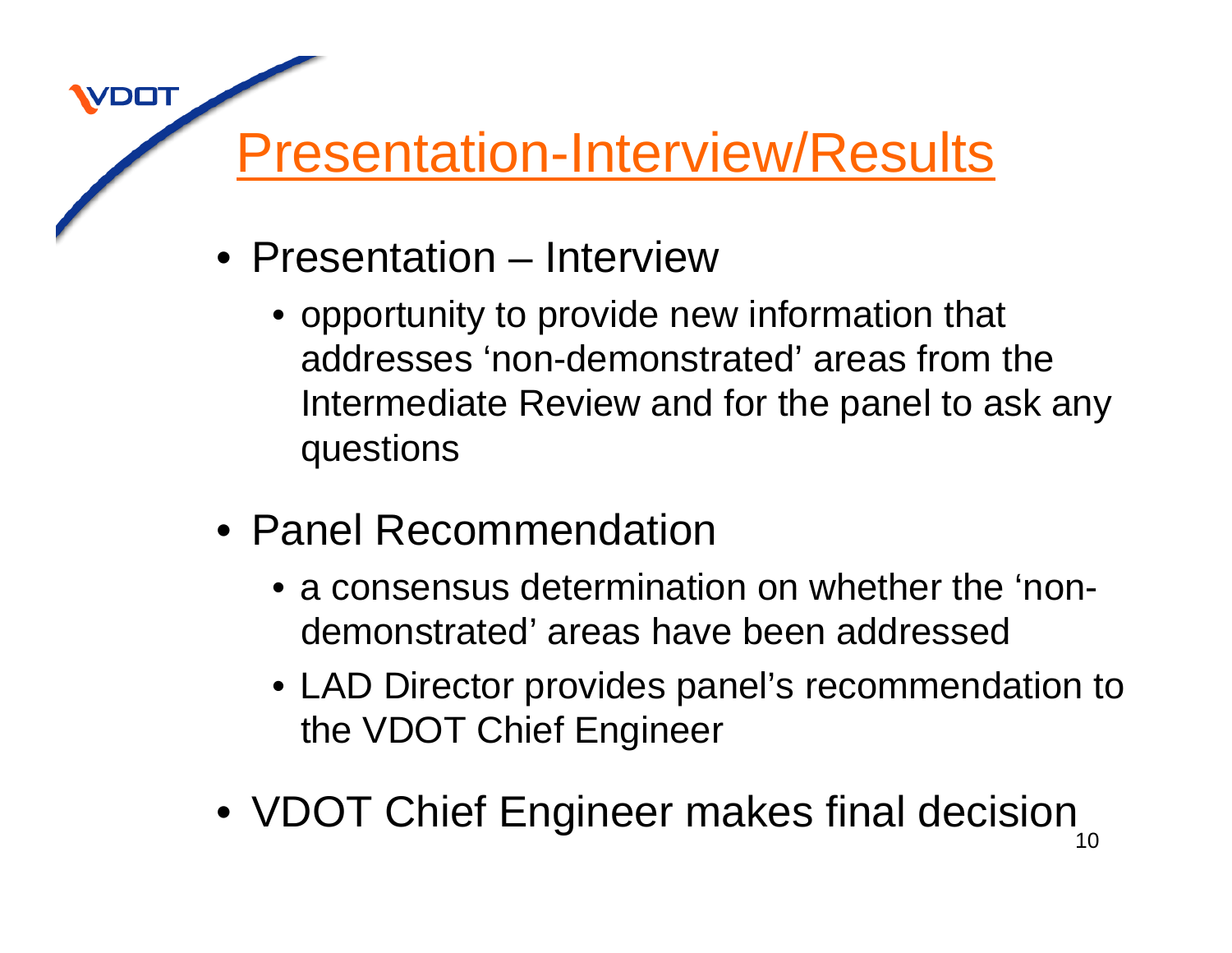# Presentation-Interview/Results

- Presentation – Interview
  - opportunity to provide new information that addresses ‘non-demonstrated’ areas from the Intermediate Review and for the panel to ask any questions
- Panel Recommendation
  - a consensus determination on whether the ‘non-demonstrated’ areas have been addressed
  - LAD Director provides panel’s recommendation to the VDOT Chief Engineer
- VDOT Chief Engineer makes final decision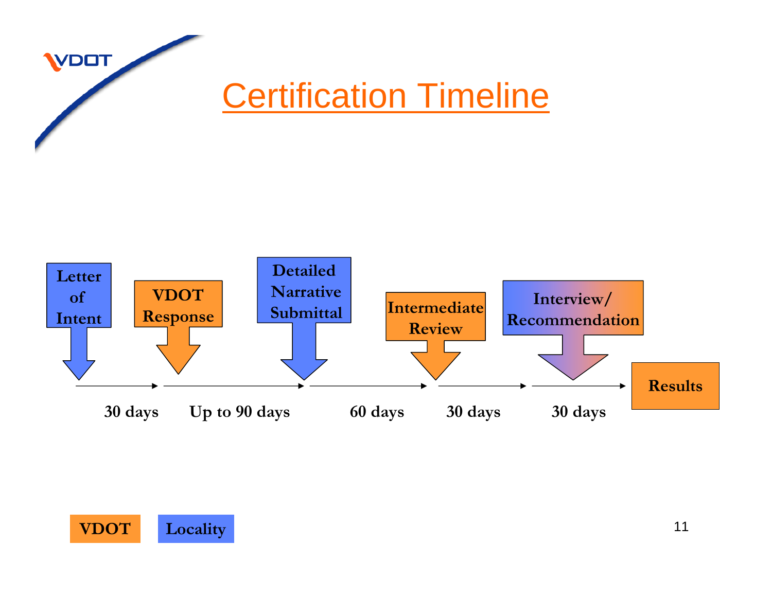# Certification Timeline

Letter of Intent → 30 days → VDOT Response → Up to 90 days → Detailed Narrative Submittal → 60 days → Intermediate Review → 30 days → Interview/ Recommendation → 30 days → Results

| Step | Responsible |
| --- | --- |
| Letter of Intent | Locality |
| VDOT Response | VDOT |
| Detailed Narrative Submittal | Locality |
| Intermediate Review | VDOT |
| Interview/ Recommendation | Locality / VDOT |
| Results | VDOT |

VDOT | Locality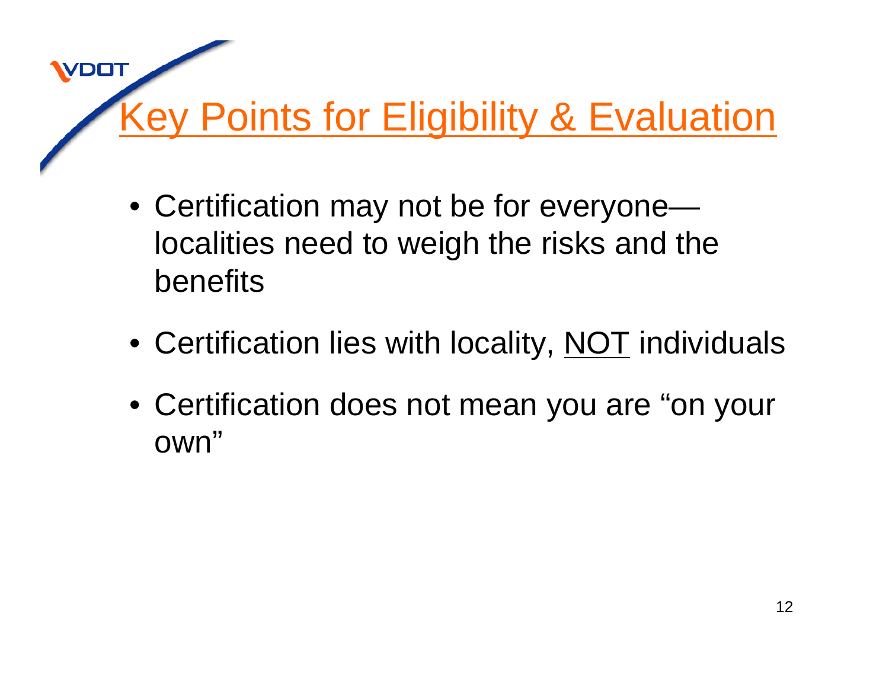# Key Points for Eligibility & Evaluation

- Certification may not be for everyone—localities need to weigh the risks and the benefits
- Certification lies with locality, NOT individuals
- Certification does not mean you are "on your own"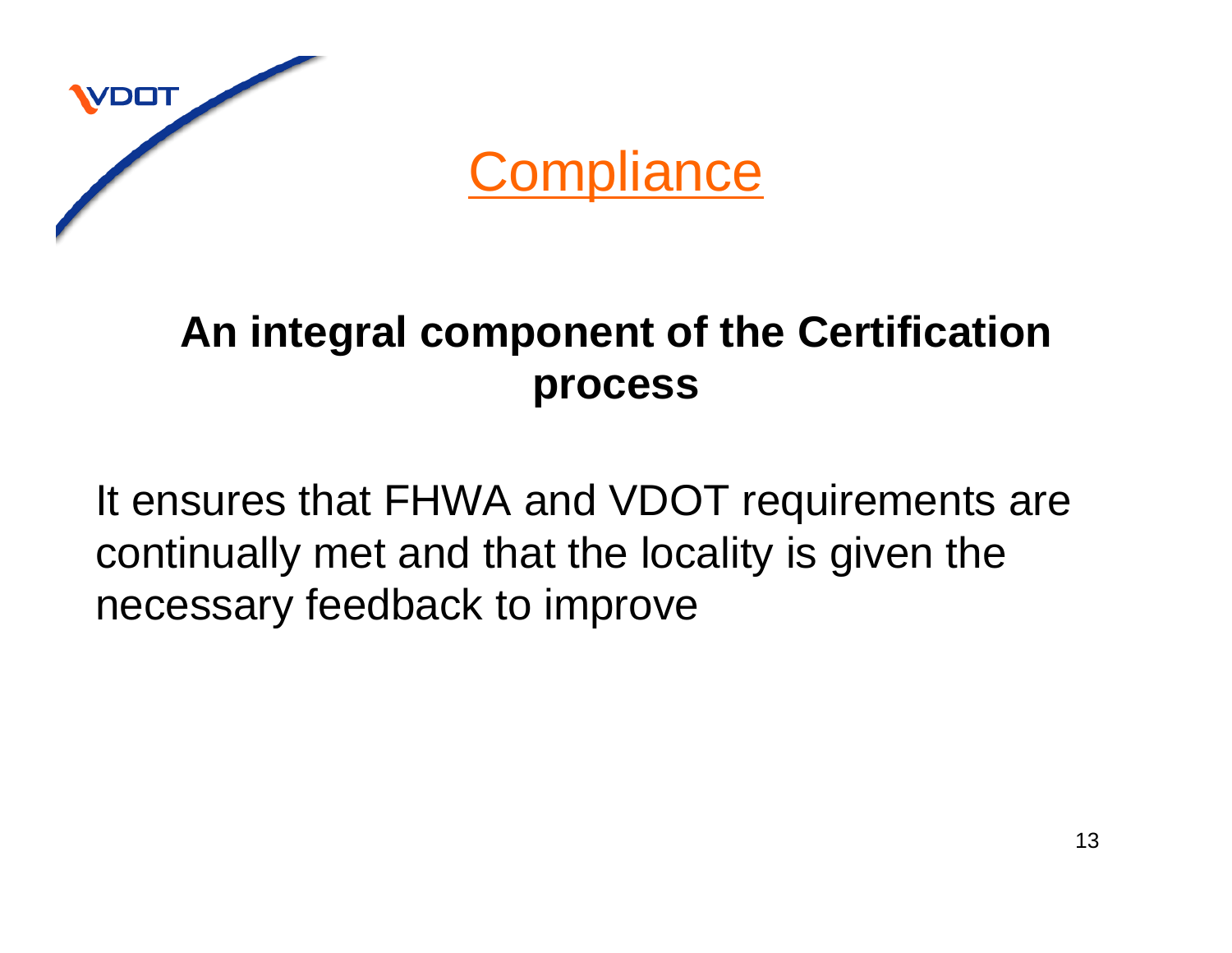# Compliance

**An integral component of the Certification process**

It ensures that FHWA and VDOT requirements are continually met and that the locality is given the necessary feedback to improve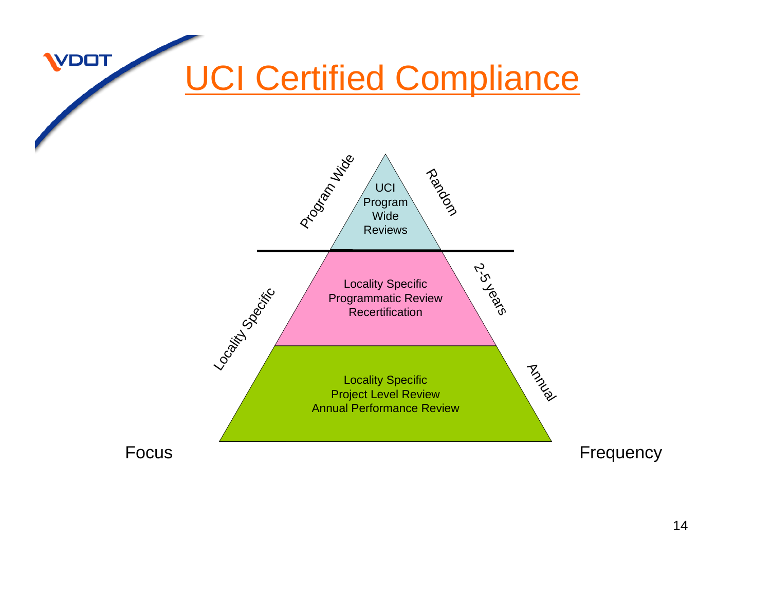# UCI Certified Compliance

| Focus | Review | Frequency |
| --- | --- | --- |
| Program Wide | UCI Program Wide Reviews | Random |
| Locality Specific | Locality Specific Programmatic Review Recertification | 2-5 years |
| Locality Specific | Locality Specific Project Level Review Annual Performance Review | Annual |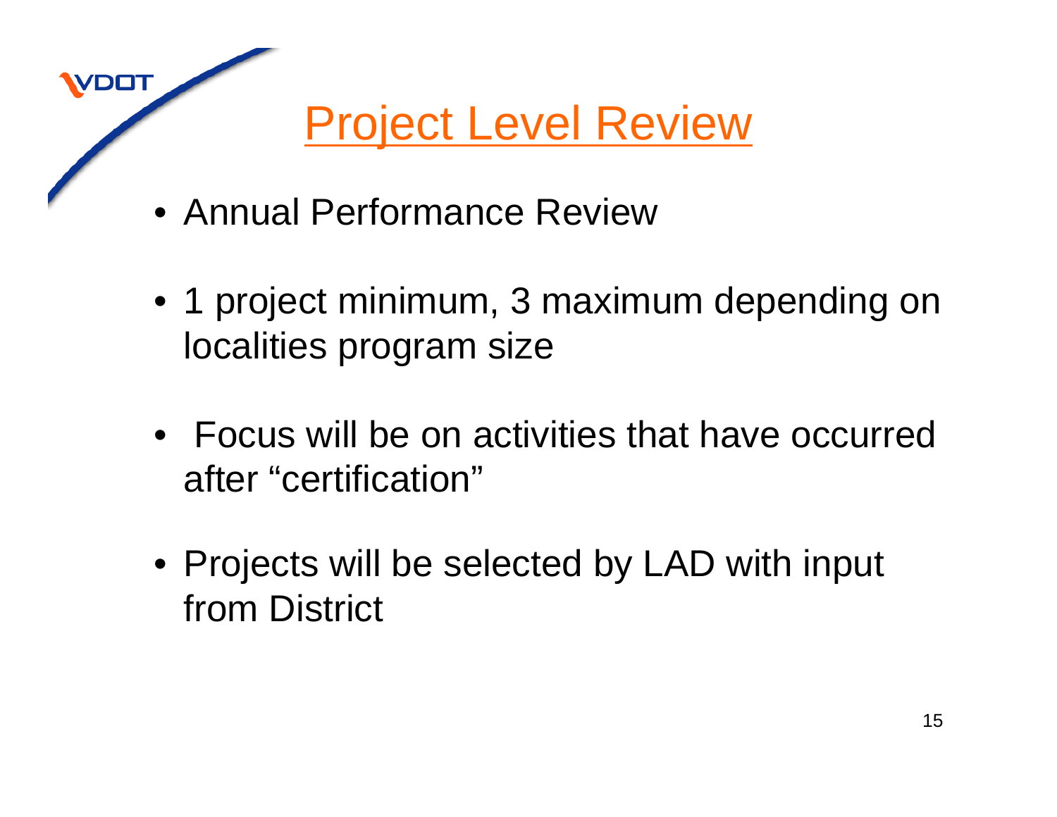# Project Level Review

- Annual Performance Review
- 1 project minimum, 3 maximum depending on localities program size
- Focus will be on activities that have occurred after "certification"
- Projects will be selected by LAD with input from District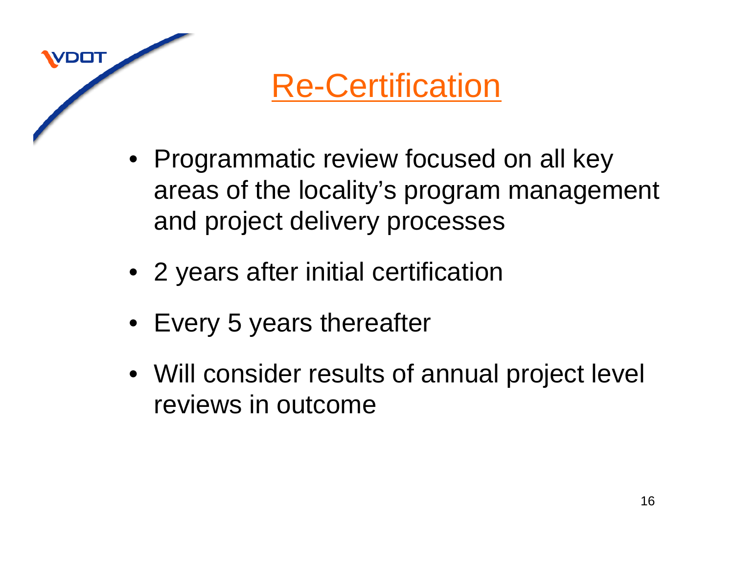# Re-Certification

- Programmatic review focused on all key areas of the locality's program management and project delivery processes
- 2 years after initial certification
- Every 5 years thereafter
- Will consider results of annual project level reviews in outcome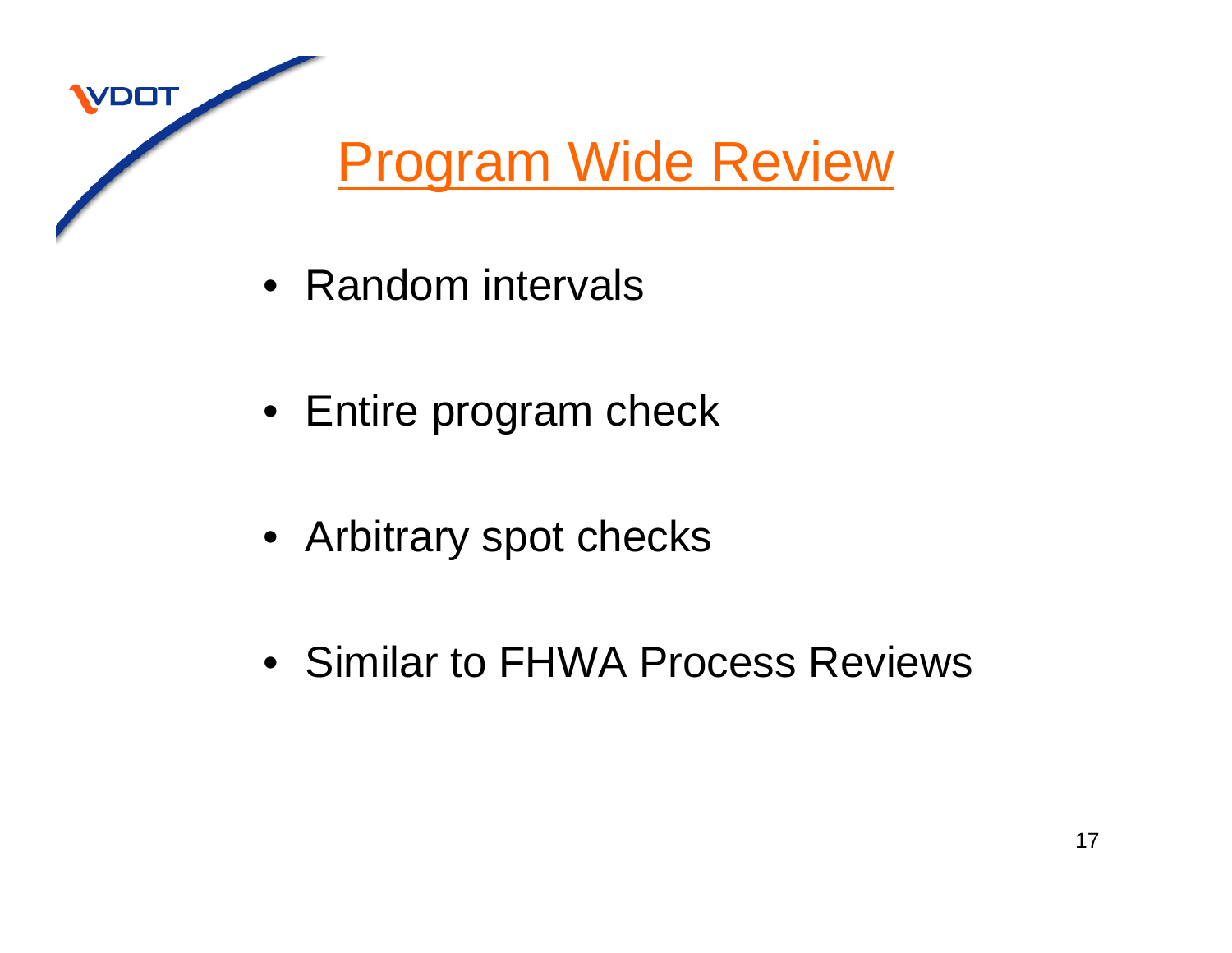# Program Wide Review

- Random intervals
- Entire program check
- Arbitrary spot checks
- Similar to FHWA Process Reviews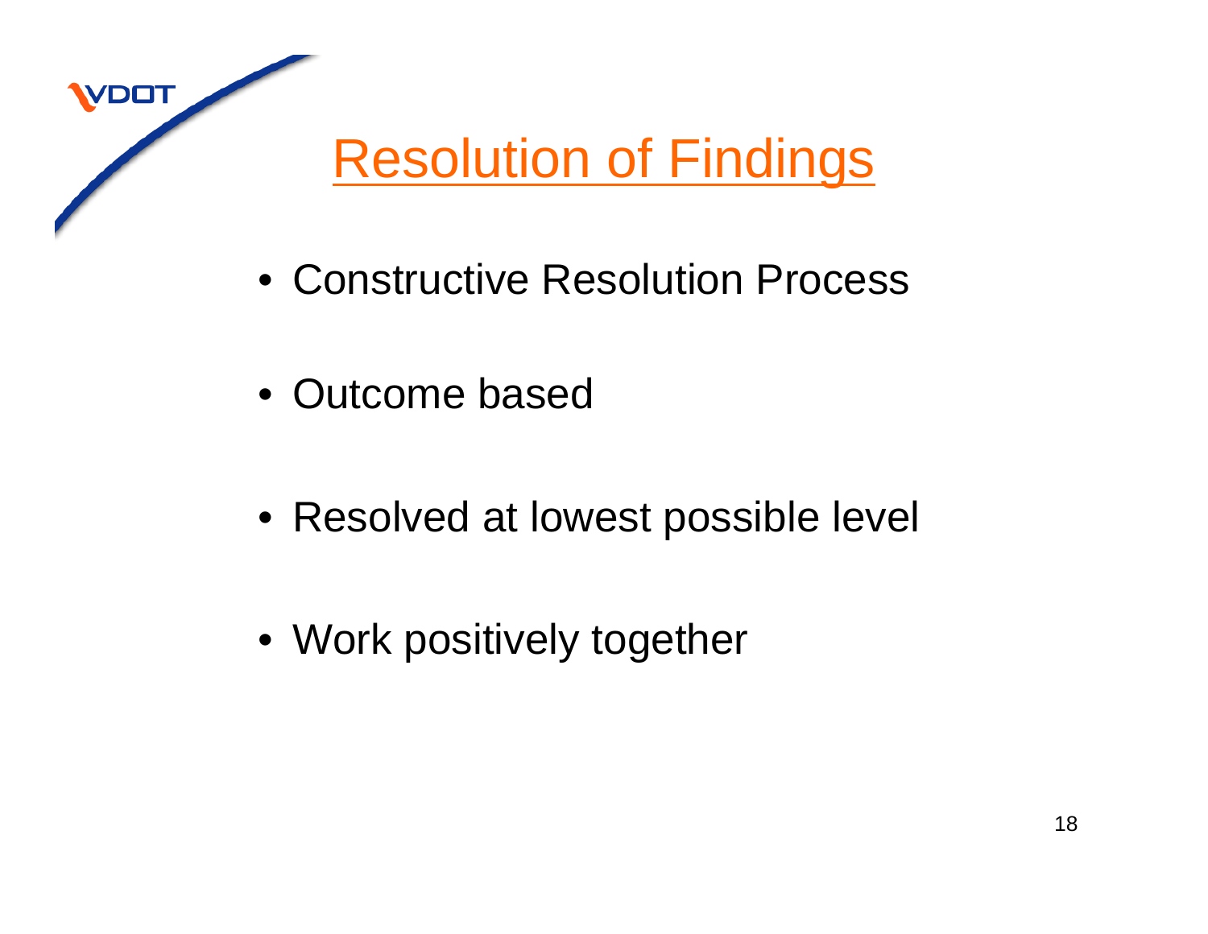# Resolution of Findings

- Constructive Resolution Process
- Outcome based
- Resolved at lowest possible level
- Work positively together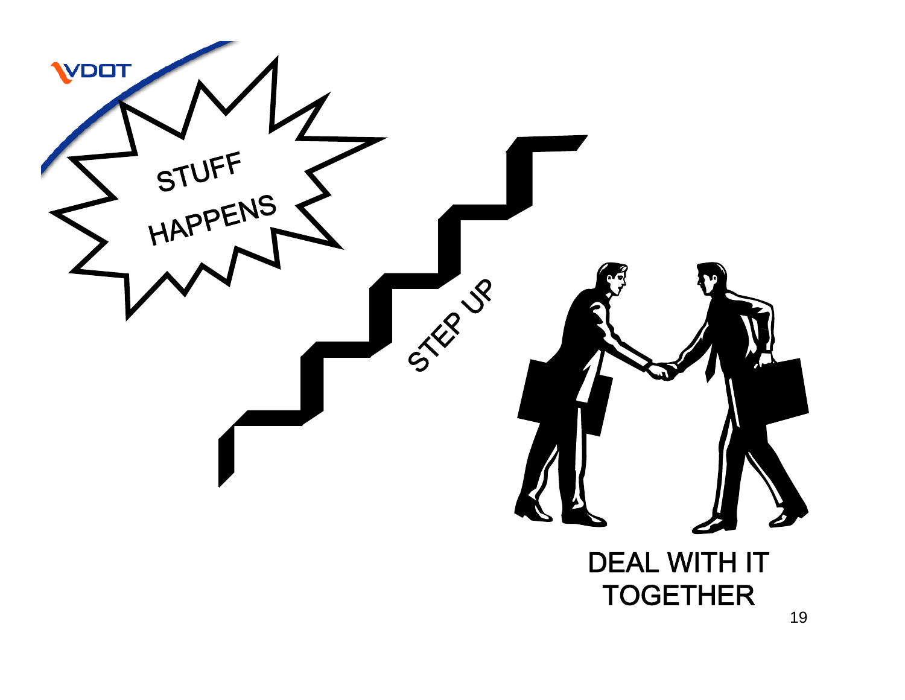STUFF HAPPENS

STEP UP

DEAL WITH IT TOGETHER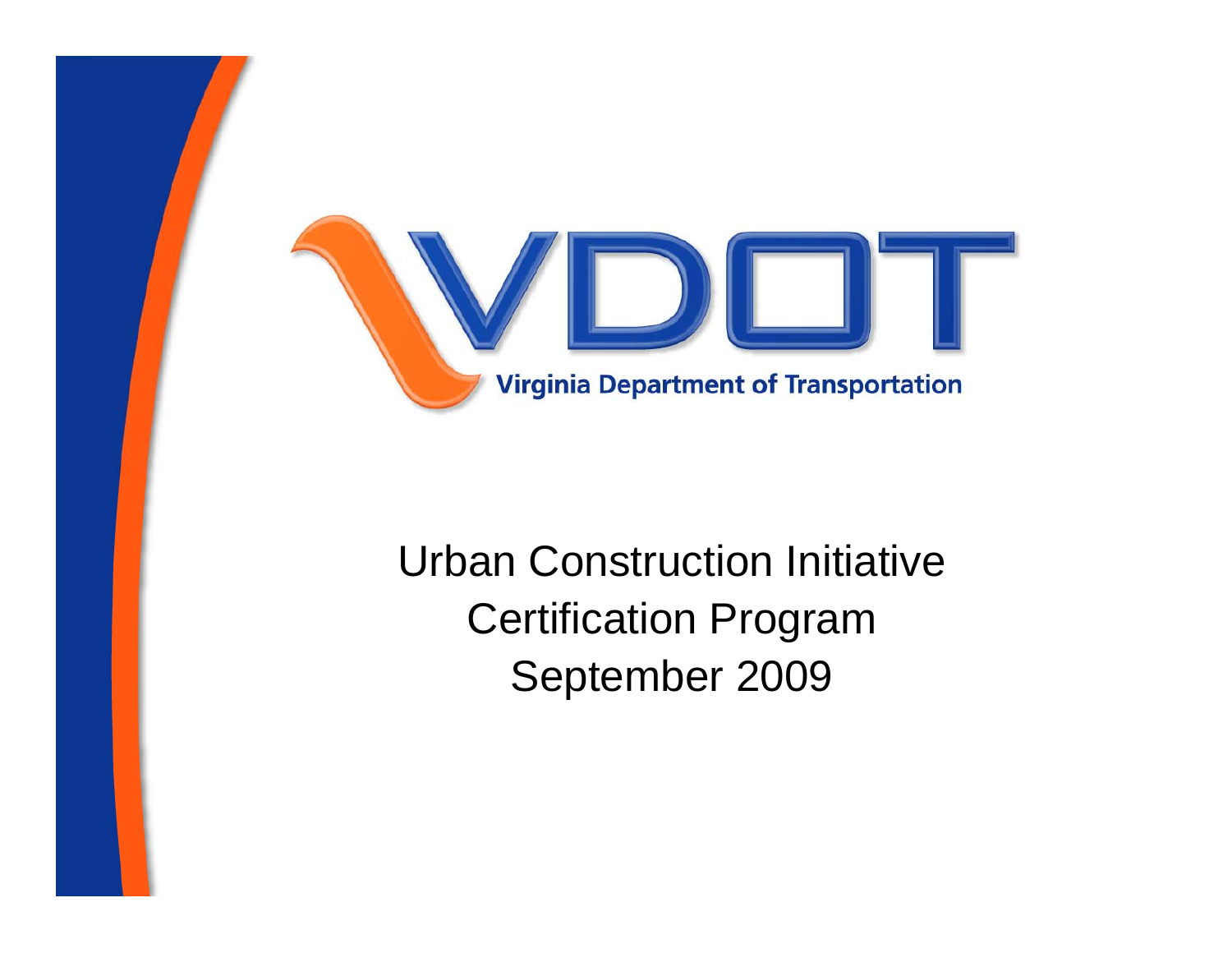VDOT

Virginia Department of Transportation

Urban Construction Initiative

Certification Program

September 2009